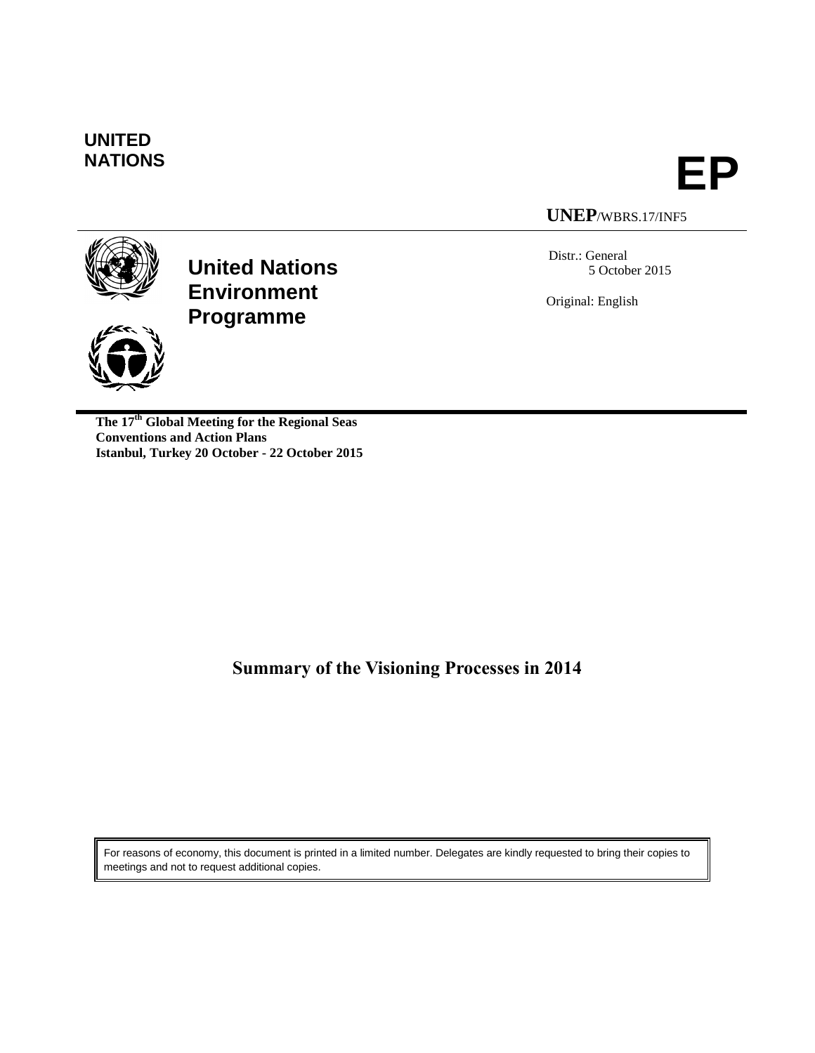UNITED NATIONS

# EP

**UNEP**/WBRS.17/INF5

**United Nations Environment Programme**

Distr.: General
5 October 2015

Original: English

**The 17th Global Meeting for the Regional Seas Conventions and Action Plans**
**Istanbul, Turkey 20 October - 22 October 2015**

## Summary of the Visioning Processes in 2014

For reasons of economy, this document is printed in a limited number. Delegates are kindly requested to bring their copies to meetings and not to request additional copies.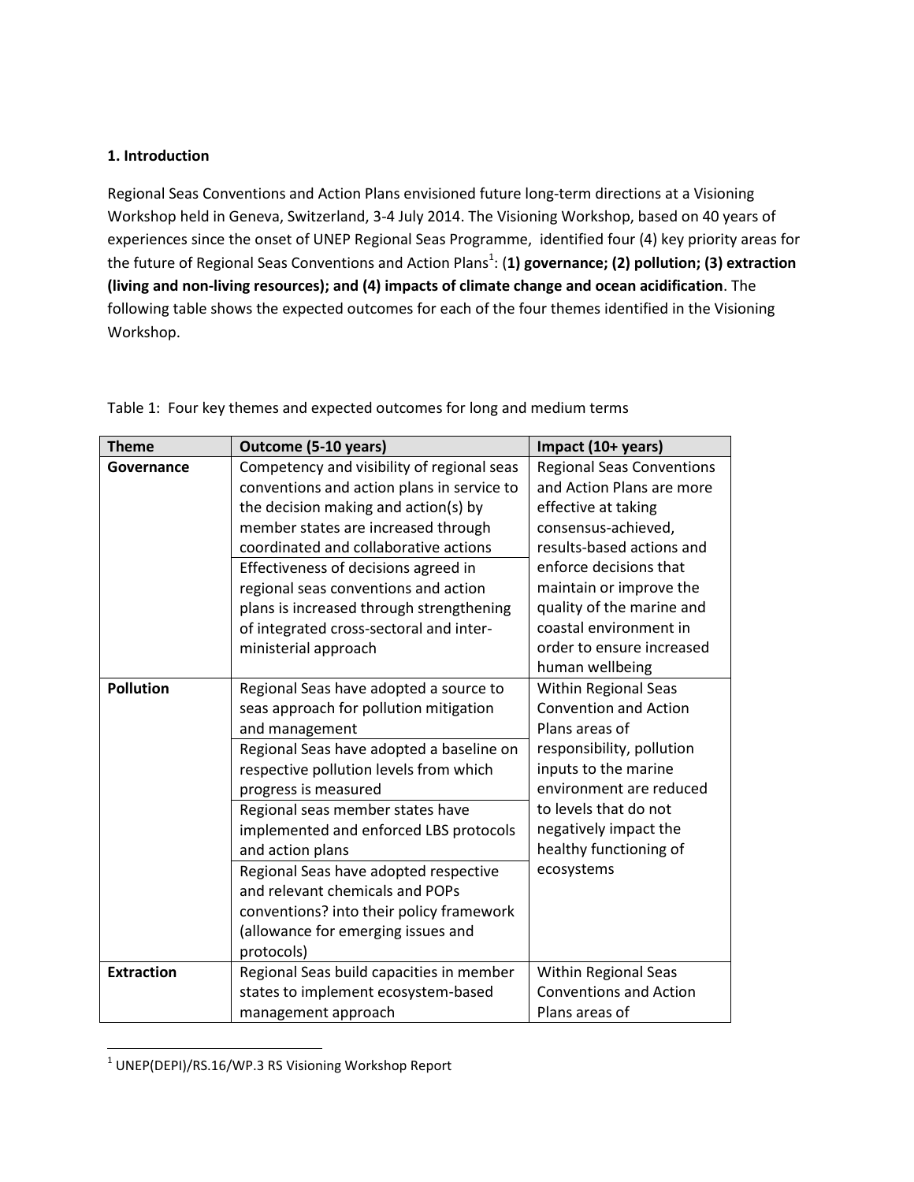## 1. Introduction

Regional Seas Conventions and Action Plans envisioned future long-term directions at a Visioning Workshop held in Geneva, Switzerland, 3-4 July 2014. The Visioning Workshop, based on 40 years of experiences since the onset of UNEP Regional Seas Programme, identified four (4) key priority areas for the future of Regional Seas Conventions and Action Plans[1]: (**1) governance; (2) pollution; (3) extraction (living and non-living resources); and (4) impacts of climate change and ocean acidification**. The following table shows the expected outcomes for each of the four themes identified in the Visioning Workshop.

Table 1: Four key themes and expected outcomes for long and medium terms

| Theme | Outcome (5-10 years) | Impact (10+ years) |
| --- | --- | --- |
| **Governance** | Competency and visibility of regional seas conventions and action plans in service to the decision making and action(s) by member states are increased through coordinated and collaborative actions | Regional Seas Conventions and Action Plans are more effective at taking consensus-achieved, results-based actions and enforce decisions that maintain or improve the quality of the marine and coastal environment in order to ensure increased human wellbeing |
| | Effectiveness of decisions agreed in regional seas conventions and action plans is increased through strengthening of integrated cross-sectoral and inter-ministerial approach | |
| **Pollution** | Regional Seas have adopted a source to seas approach for pollution mitigation and management | Within Regional Seas Convention and Action Plans areas of responsibility, pollution inputs to the marine environment are reduced to levels that do not negatively impact the healthy functioning of ecosystems |
| | Regional Seas have adopted a baseline on respective pollution levels from which progress is measured | |
| | Regional seas member states have implemented and enforced LBS protocols and action plans | |
| | Regional Seas have adopted respective and relevant chemicals and POPs conventions? into their policy framework (allowance for emerging issues and protocols) | |
| **Extraction** | Regional Seas build capacities in member states to implement ecosystem-based management approach | Within Regional Seas Conventions and Action Plans areas of |

[1] UNEP(DEPI)/RS.16/WP.3 RS Visioning Workshop Report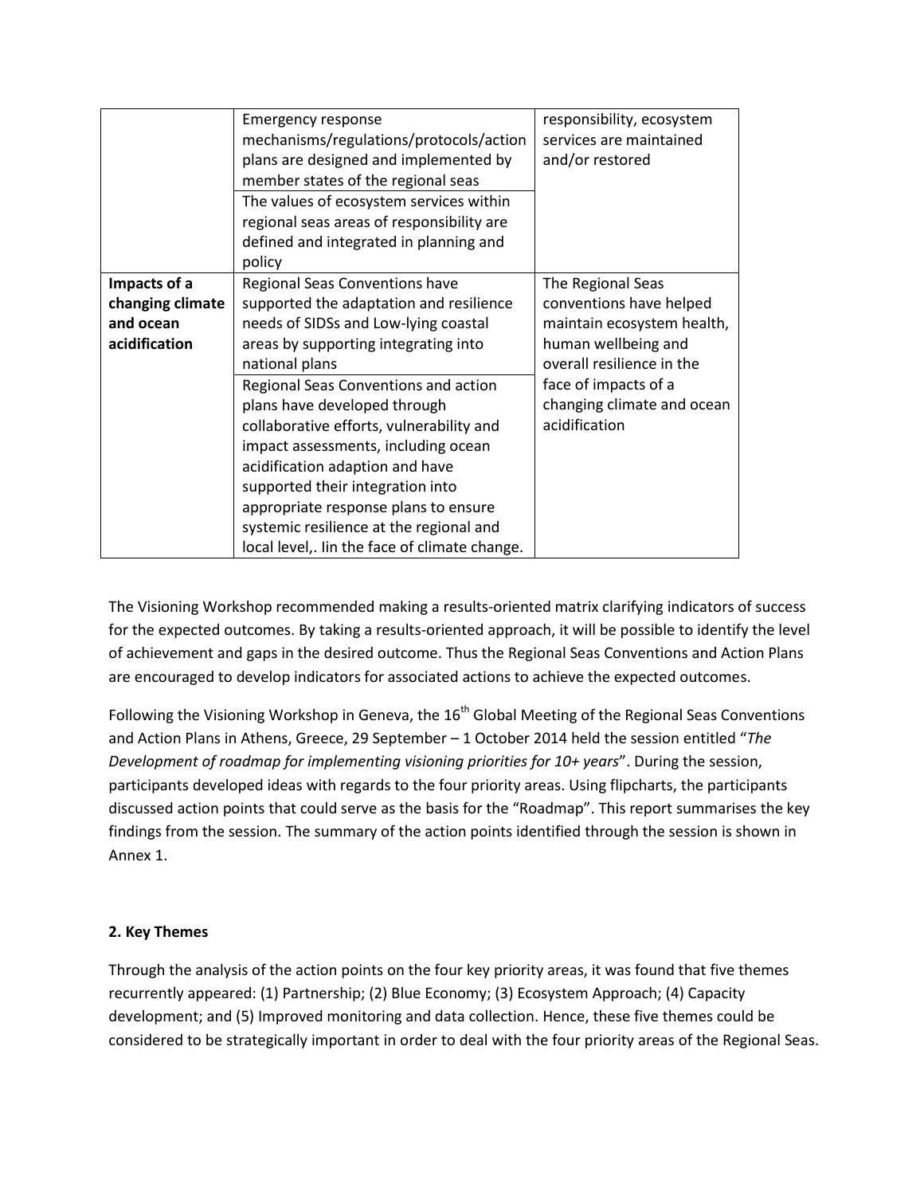| | | |
|---|---|---|
| | Emergency response mechanisms/regulations/protocols/action plans are designed and implemented by member states of the regional seas | responsibility, ecosystem services are maintained and/or restored |
| | The values of ecosystem services within regional seas areas of responsibility are defined and integrated in planning and policy | |
| **Impacts of a changing climate and ocean acidification** | Regional Seas Conventions have supported the adaptation and resilience needs of SIDSs and Low-lying coastal areas by supporting integrating into national plans | The Regional Seas conventions have helped maintain ecosystem health, human wellbeing and overall resilience in the face of impacts of a changing climate and ocean acidification |
| | Regional Seas Conventions and action plans have developed through collaborative efforts, vulnerability and impact assessments, including ocean acidification adaption and have supported their integration into appropriate response plans to ensure systemic resilience at the regional and local level,. Iin the face of climate change. | |

The Visioning Workshop recommended making a results-oriented matrix clarifying indicators of success for the expected outcomes. By taking a results-oriented approach, it will be possible to identify the level of achievement and gaps in the desired outcome. Thus the Regional Seas Conventions and Action Plans are encouraged to develop indicators for associated actions to achieve the expected outcomes.

Following the Visioning Workshop in Geneva, the 16th Global Meeting of the Regional Seas Conventions and Action Plans in Athens, Greece, 29 September – 1 October 2014 held the session entitled "*The Development of roadmap for implementing visioning priorities for 10+ years*". During the session, participants developed ideas with regards to the four priority areas. Using flipcharts, the participants discussed action points that could serve as the basis for the "Roadmap". This report summarises the key findings from the session. The summary of the action points identified through the session is shown in Annex 1.

## 2. Key Themes

Through the analysis of the action points on the four key priority areas, it was found that five themes recurrently appeared: (1) Partnership; (2) Blue Economy; (3) Ecosystem Approach; (4) Capacity development; and (5) Improved monitoring and data collection. Hence, these five themes could be considered to be strategically important in order to deal with the four priority areas of the Regional Seas.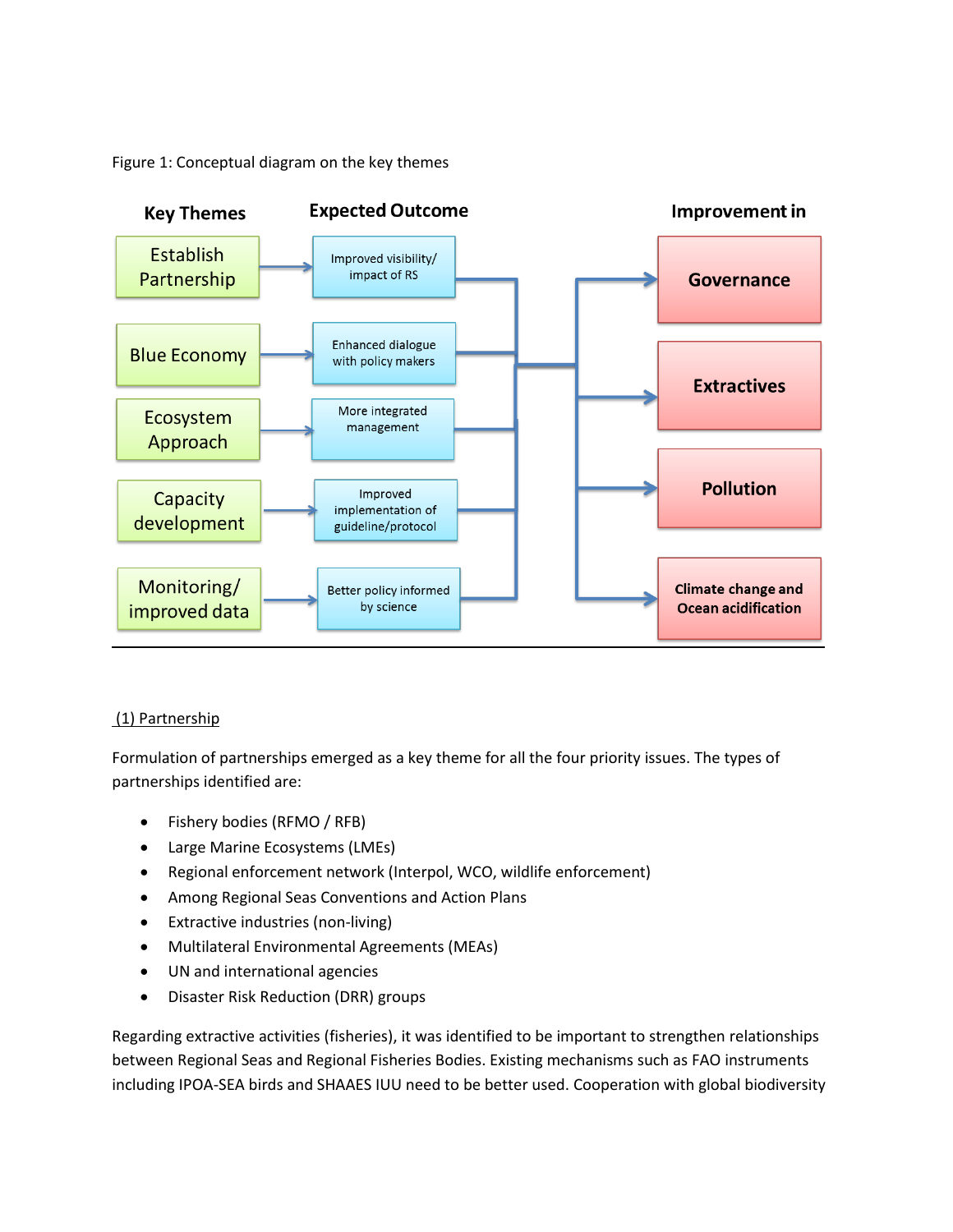Figure 1: Conceptual diagram on the key themes

| Key Themes | Expected Outcome | Improvement in |
|---|---|---|
| Establish Partnership | Improved visibility/ impact of RS | Governance |
| Blue Economy | Enhanced dialogue with policy makers | Extractives |
| Ecosystem Approach | More integrated management | Pollution |
| Capacity development | Improved implementation of guideline/protocol | Climate change and Ocean acidification |
| Monitoring/ improved data | Better policy informed by science | |

(1) Partnership

Formulation of partnerships emerged as a key theme for all the four priority issues. The types of partnerships identified are:

- Fishery bodies (RFMO / RFB)
- Large Marine Ecosystems (LMEs)
- Regional enforcement network (Interpol, WCO, wildlife enforcement)
- Among Regional Seas Conventions and Action Plans
- Extractive industries (non-living)
- Multilateral Environmental Agreements (MEAs)
- UN and international agencies
- Disaster Risk Reduction (DRR) groups

Regarding extractive activities (fisheries), it was identified to be important to strengthen relationships between Regional Seas and Regional Fisheries Bodies. Existing mechanisms such as FAO instruments including IPOA-SEA birds and SHAAES IUU need to be better used. Cooperation with global biodiversity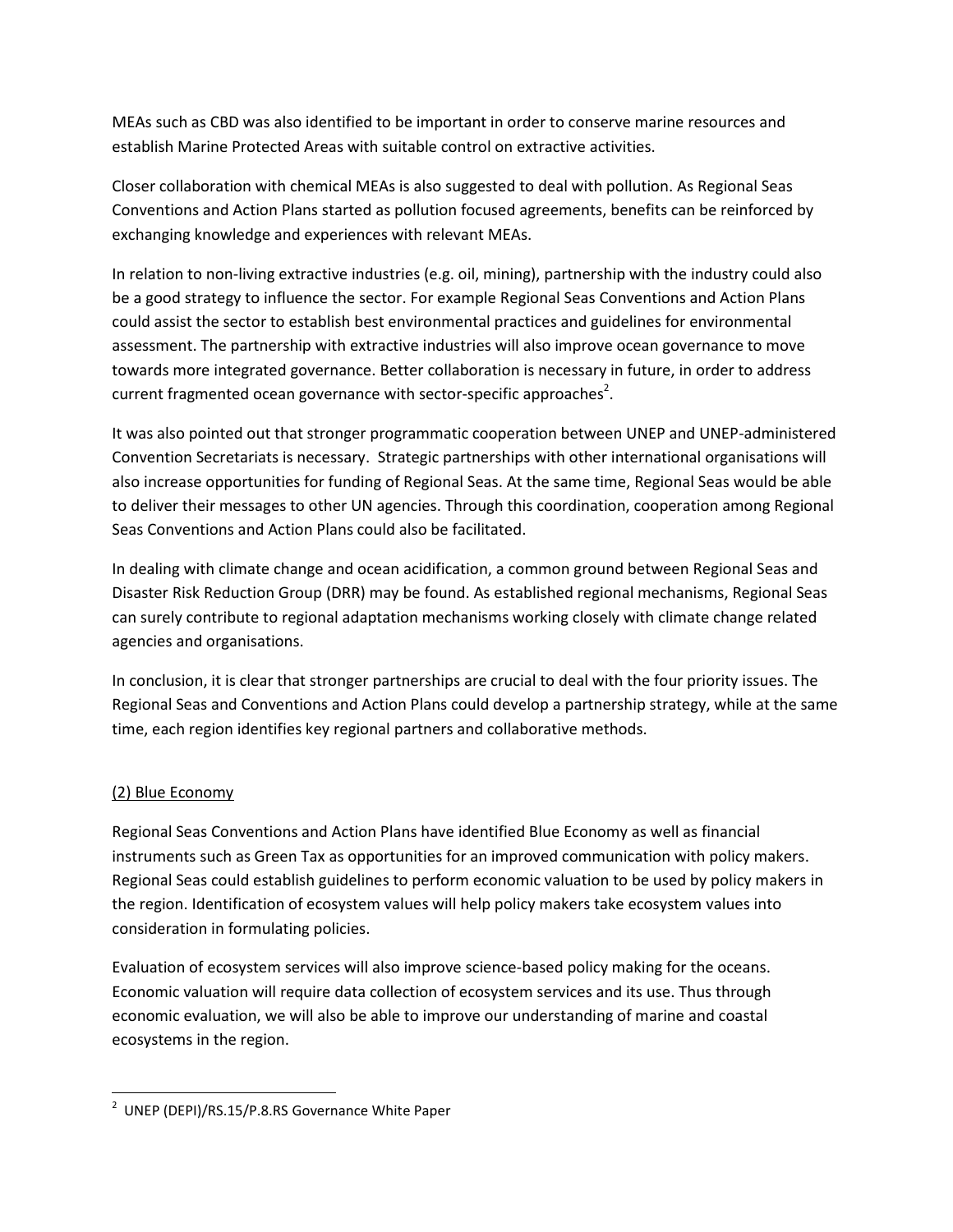MEAs such as CBD was also identified to be important in order to conserve marine resources and establish Marine Protected Areas with suitable control on extractive activities.

Closer collaboration with chemical MEAs is also suggested to deal with pollution. As Regional Seas Conventions and Action Plans started as pollution focused agreements, benefits can be reinforced by exchanging knowledge and experiences with relevant MEAs.

In relation to non-living extractive industries (e.g. oil, mining), partnership with the industry could also be a good strategy to influence the sector. For example Regional Seas Conventions and Action Plans could assist the sector to establish best environmental practices and guidelines for environmental assessment. The partnership with extractive industries will also improve ocean governance to move towards more integrated governance. Better collaboration is necessary in future, in order to address current fragmented ocean governance with sector-specific approaches[2].

It was also pointed out that stronger programmatic cooperation between UNEP and UNEP-administered Convention Secretariats is necessary. Strategic partnerships with other international organisations will also increase opportunities for funding of Regional Seas. At the same time, Regional Seas would be able to deliver their messages to other UN agencies. Through this coordination, cooperation among Regional Seas Conventions and Action Plans could also be facilitated.

In dealing with climate change and ocean acidification, a common ground between Regional Seas and Disaster Risk Reduction Group (DRR) may be found. As established regional mechanisms, Regional Seas can surely contribute to regional adaptation mechanisms working closely with climate change related agencies and organisations.

In conclusion, it is clear that stronger partnerships are crucial to deal with the four priority issues. The Regional Seas and Conventions and Action Plans could develop a partnership strategy, while at the same time, each region identifies key regional partners and collaborative methods.

(2) Blue Economy

Regional Seas Conventions and Action Plans have identified Blue Economy as well as financial instruments such as Green Tax as opportunities for an improved communication with policy makers. Regional Seas could establish guidelines to perform economic valuation to be used by policy makers in the region. Identification of ecosystem values will help policy makers take ecosystem values into consideration in formulating policies.

Evaluation of ecosystem services will also improve science-based policy making for the oceans. Economic valuation will require data collection of ecosystem services and its use. Thus through economic evaluation, we will also be able to improve our understanding of marine and coastal ecosystems in the region.

---

[2] UNEP (DEPI)/RS.15/P.8.RS Governance White Paper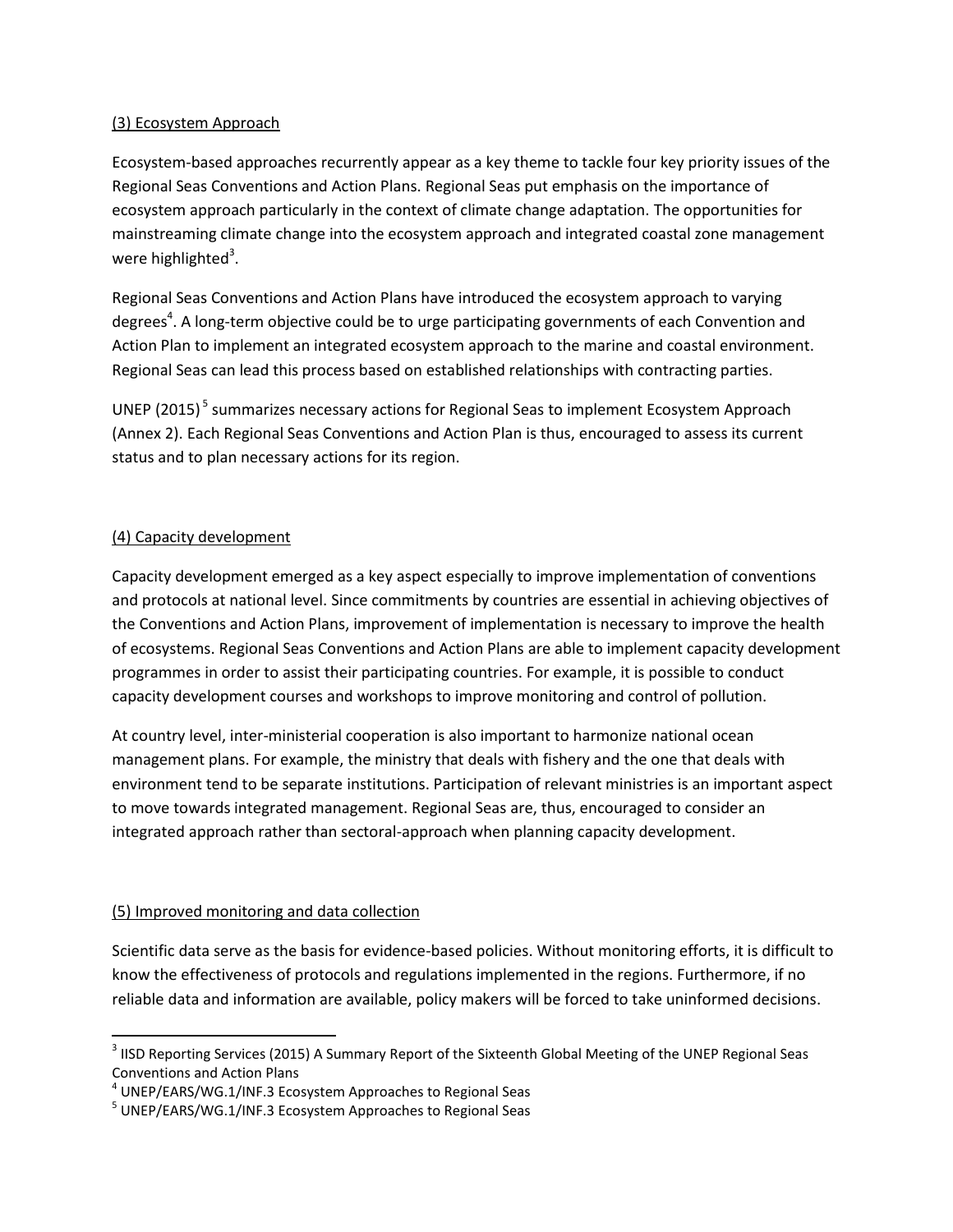(3) Ecosystem Approach

Ecosystem-based approaches recurrently appear as a key theme to tackle four key priority issues of the Regional Seas Conventions and Action Plans. Regional Seas put emphasis on the importance of ecosystem approach particularly in the context of climate change adaptation. The opportunities for mainstreaming climate change into the ecosystem approach and integrated coastal zone management were highlighted[3].

Regional Seas Conventions and Action Plans have introduced the ecosystem approach to varying degrees[4]. A long-term objective could be to urge participating governments of each Convention and Action Plan to implement an integrated ecosystem approach to the marine and coastal environment. Regional Seas can lead this process based on established relationships with contracting parties.

UNEP (2015)[5] summarizes necessary actions for Regional Seas to implement Ecosystem Approach (Annex 2). Each Regional Seas Conventions and Action Plan is thus, encouraged to assess its current status and to plan necessary actions for its region.

(4) Capacity development

Capacity development emerged as a key aspect especially to improve implementation of conventions and protocols at national level. Since commitments by countries are essential in achieving objectives of the Conventions and Action Plans, improvement of implementation is necessary to improve the health of ecosystems. Regional Seas Conventions and Action Plans are able to implement capacity development programmes in order to assist their participating countries. For example, it is possible to conduct capacity development courses and workshops to improve monitoring and control of pollution.

At country level, inter-ministerial cooperation is also important to harmonize national ocean management plans. For example, the ministry that deals with fishery and the one that deals with environment tend to be separate institutions. Participation of relevant ministries is an important aspect to move towards integrated management. Regional Seas are, thus, encouraged to consider an integrated approach rather than sectoral-approach when planning capacity development.

(5) Improved monitoring and data collection

Scientific data serve as the basis for evidence-based policies. Without monitoring efforts, it is difficult to know the effectiveness of protocols and regulations implemented in the regions. Furthermore, if no reliable data and information are available, policy makers will be forced to take uninformed decisions.

---

[3] IISD Reporting Services (2015) A Summary Report of the Sixteenth Global Meeting of the UNEP Regional Seas Conventions and Action Plans

[4] UNEP/EARS/WG.1/INF.3 Ecosystem Approaches to Regional Seas

[5] UNEP/EARS/WG.1/INF.3 Ecosystem Approaches to Regional Seas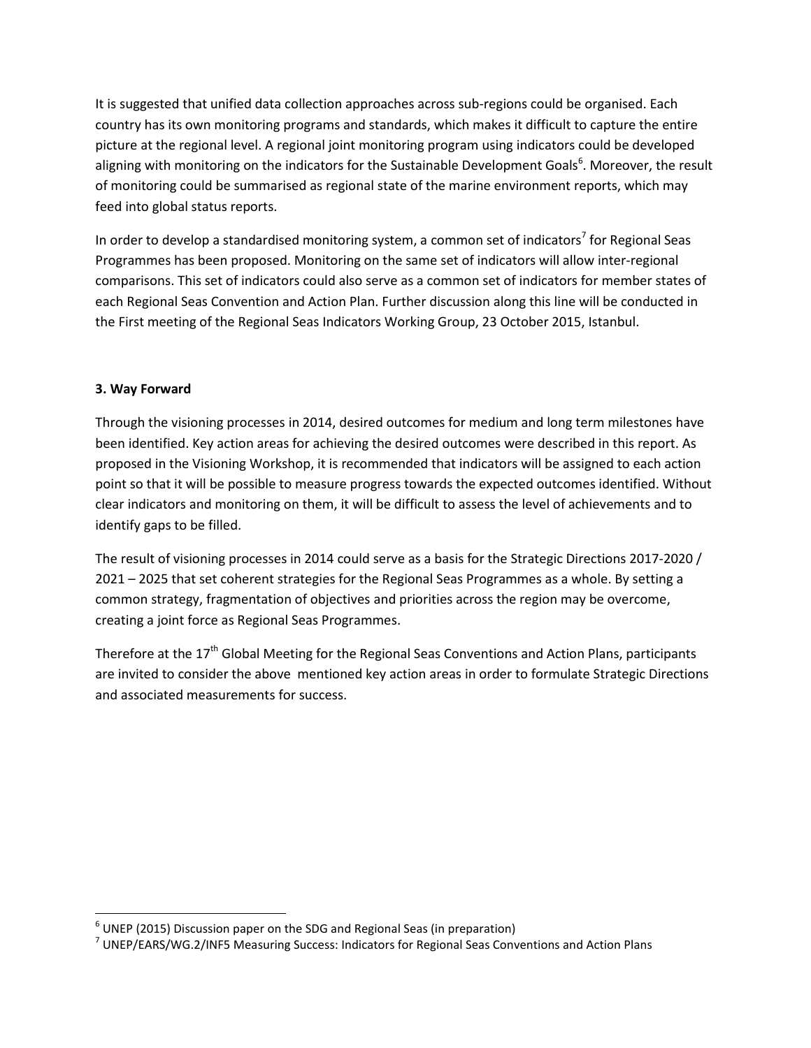It is suggested that unified data collection approaches across sub-regions could be organised. Each country has its own monitoring programs and standards, which makes it difficult to capture the entire picture at the regional level. A regional joint monitoring program using indicators could be developed aligning with monitoring on the indicators for the Sustainable Development Goals[6]. Moreover, the result of monitoring could be summarised as regional state of the marine environment reports, which may feed into global status reports.

In order to develop a standardised monitoring system, a common set of indicators[7] for Regional Seas Programmes has been proposed. Monitoring on the same set of indicators will allow inter-regional comparisons. This set of indicators could also serve as a common set of indicators for member states of each Regional Seas Convention and Action Plan. Further discussion along this line will be conducted in the First meeting of the Regional Seas Indicators Working Group, 23 October 2015, Istanbul.

**3. Way Forward**

Through the visioning processes in 2014, desired outcomes for medium and long term milestones have been identified. Key action areas for achieving the desired outcomes were described in this report. As proposed in the Visioning Workshop, it is recommended that indicators will be assigned to each action point so that it will be possible to measure progress towards the expected outcomes identified. Without clear indicators and monitoring on them, it will be difficult to assess the level of achievements and to identify gaps to be filled.

The result of visioning processes in 2014 could serve as a basis for the Strategic Directions 2017-2020 / 2021 – 2025 that set coherent strategies for the Regional Seas Programmes as a whole. By setting a common strategy, fragmentation of objectives and priorities across the region may be overcome, creating a joint force as Regional Seas Programmes.

Therefore at the 17th Global Meeting for the Regional Seas Conventions and Action Plans, participants are invited to consider the above mentioned key action areas in order to formulate Strategic Directions and associated measurements for success.

---

[6] UNEP (2015) Discussion paper on the SDG and Regional Seas (in preparation)

[7] UNEP/EARS/WG.2/INF5 Measuring Success: Indicators for Regional Seas Conventions and Action Plans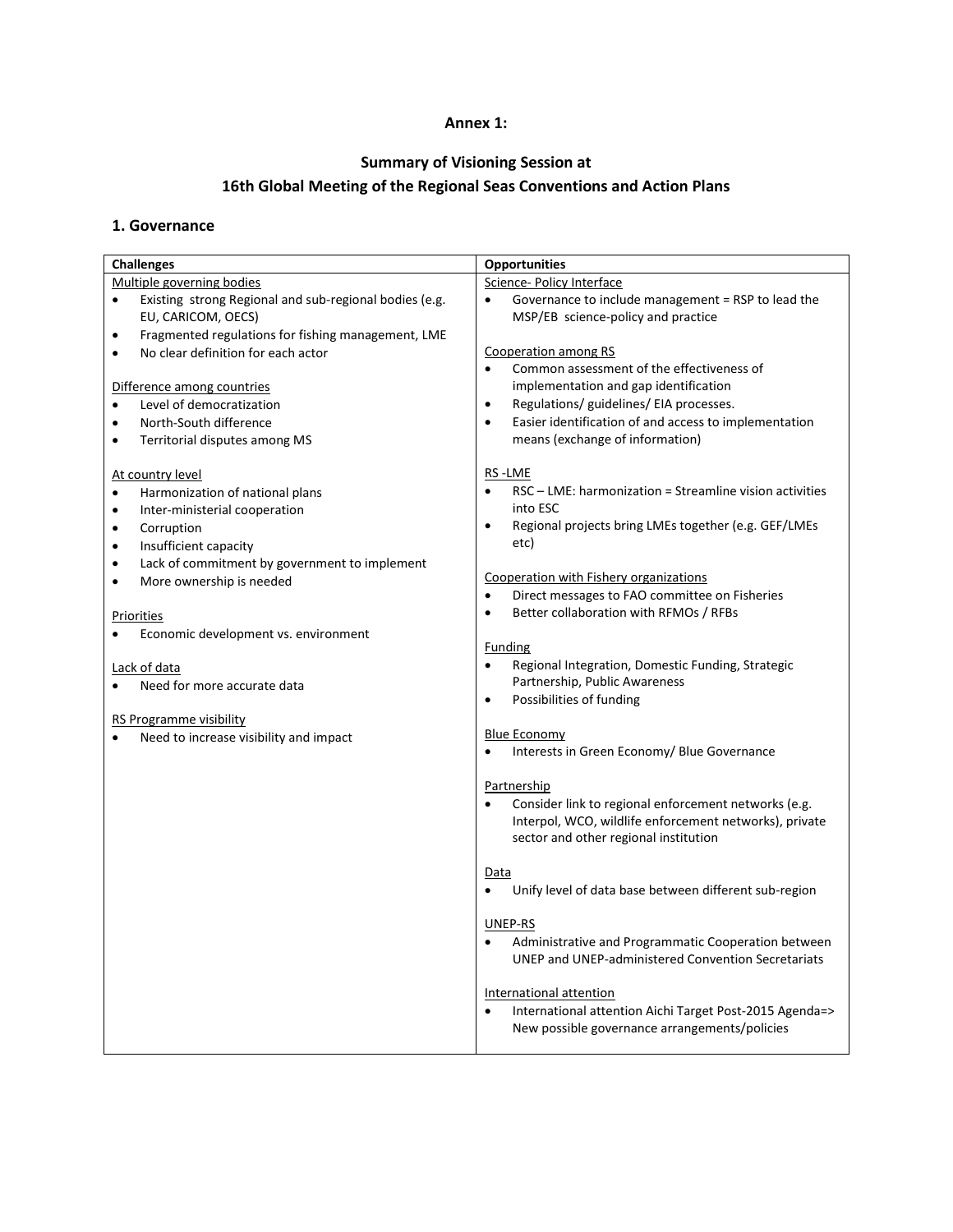**Annex 1:**

## Summary of Visioning Session at 16th Global Meeting of the Regional Seas Conventions and Action Plans

### 1. Governance

| Challenges | Opportunities |
| --- | --- |
| <u>Multiple governing bodies</u><br>• Existing strong Regional and sub-regional bodies (e.g. EU, CARICOM, OECS)<br>• Fragmented regulations for fishing management, LME<br>• No clear definition for each actor<br><br><u>Difference among countries</u><br>• Level of democratization<br>• North-South difference<br>• Territorial disputes among MS<br><br><u>At country level</u><br>• Harmonization of national plans<br>• Inter-ministerial cooperation<br>• Corruption<br>• Insufficient capacity<br>• Lack of commitment by government to implement<br>• More ownership is needed<br><br><u>Priorities</u><br>• Economic development vs. environment<br><br><u>Lack of data</u><br>• Need for more accurate data<br><br><u>RS Programme visibility</u><br>• Need to increase visibility and impact | <u>Science- Policy Interface</u><br>• Governance to include management = RSP to lead the MSP/EB science-policy and practice<br><br><u>Cooperation among RS</u><br>• Common assessment of the effectiveness of implementation and gap identification<br>• Regulations/ guidelines/ EIA processes.<br>• Easier identification of and access to implementation means (exchange of information)<br><br><u>RS -LME</u><br>• RSC – LME: harmonization = Streamline vision activities into ESC<br>• Regional projects bring LMEs together (e.g. GEF/LMEs etc)<br><br><u>Cooperation with Fishery organizations</u><br>• Direct messages to FAO committee on Fisheries<br>• Better collaboration with RFMOs / RFBs<br><br><u>Funding</u><br>• Regional Integration, Domestic Funding, Strategic Partnership, Public Awareness<br>• Possibilities of funding<br><br><u>Blue Economy</u><br>• Interests in Green Economy/ Blue Governance<br><br><u>Partnership</u><br>• Consider link to regional enforcement networks (e.g. Interpol, WCO, wildlife enforcement networks), private sector and other regional institution<br><br><u>Data</u><br>• Unify level of data base between different sub-region<br><br><u>UNEP-RS</u><br>• Administrative and Programmatic Cooperation between UNEP and UNEP-administered Convention Secretariats<br><br><u>International attention</u><br>• International attention Aichi Target Post-2015 Agenda=> New possible governance arrangements/policies |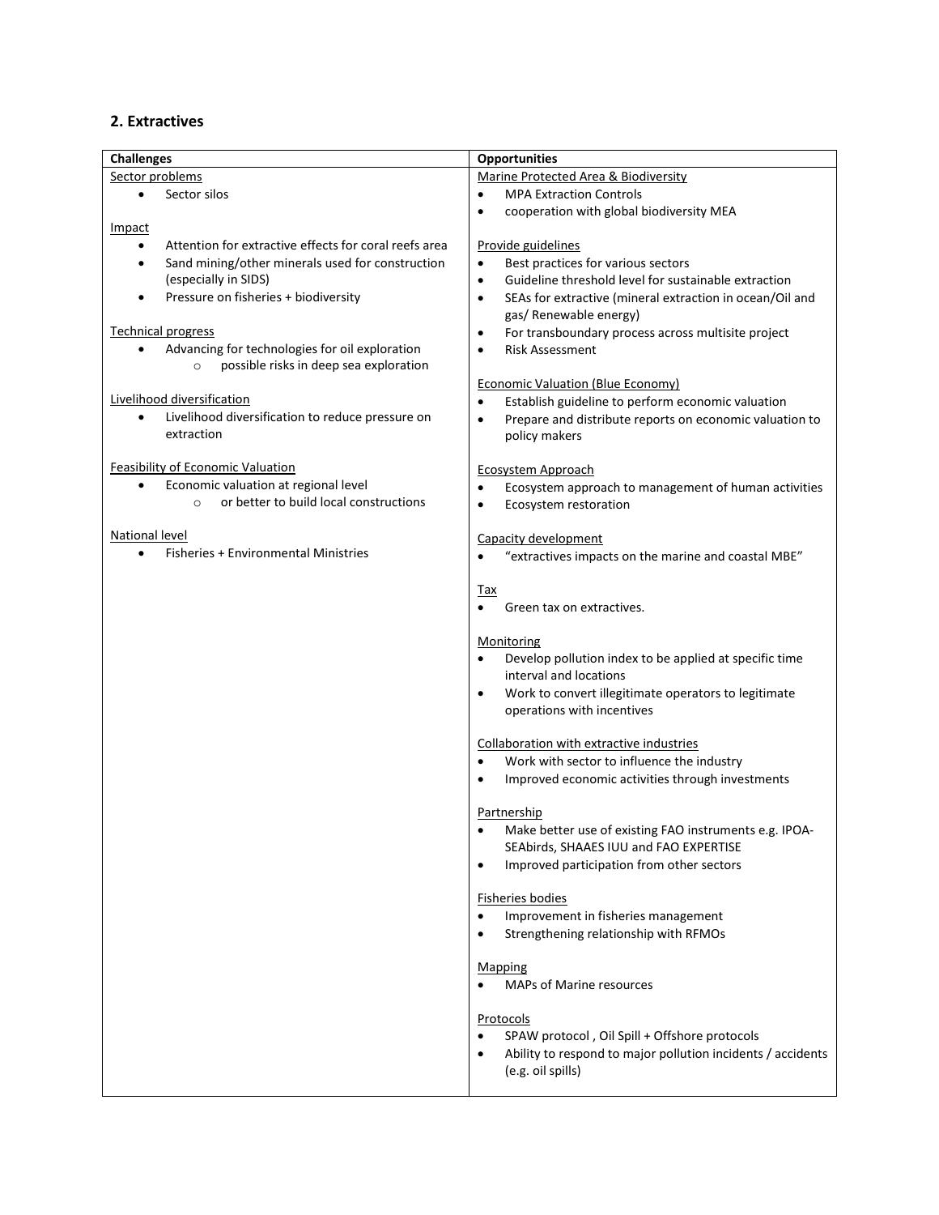## 2. Extractives

| Challenges | Opportunities |
|---|---|
| <u>Sector problems</u><br>• Sector silos<br><br><u>Impact</u><br>• Attention for extractive effects for coral reefs area<br>• Sand mining/other minerals used for construction (especially in SIDS)<br>• Pressure on fisheries + biodiversity<br><br><u>Technical progress</u><br>• Advancing for technologies for oil exploration<br>&nbsp;&nbsp;&nbsp;&nbsp;○ possible risks in deep sea exploration<br><br><u>Livelihood diversification</u><br>• Livelihood diversification to reduce pressure on extraction<br><br><u>Feasibility of Economic Valuation</u><br>• Economic valuation at regional level<br>&nbsp;&nbsp;&nbsp;&nbsp;○ or better to build local constructions<br><br><u>National level</u><br>• Fisheries + Environmental Ministries | <u>Marine Protected Area & Biodiversity</u><br>• MPA Extraction Controls<br>• cooperation with global biodiversity MEA<br><br><u>Provide guidelines</u><br>• Best practices for various sectors<br>• Guideline threshold level for sustainable extraction<br>• SEAs for extractive (mineral extraction in ocean/Oil and gas/ Renewable energy)<br>• For transboundary process across multisite project<br>• Risk Assessment<br><br><u>Economic Valuation (Blue Economy)</u><br>• Establish guideline to perform economic valuation<br>• Prepare and distribute reports on economic valuation to policy makers<br><br><u>Ecosystem Approach</u><br>• Ecosystem approach to management of human activities<br>• Ecosystem restoration<br><br><u>Capacity development</u><br>• "extractives impacts on the marine and coastal MBE"<br><br><u>Tax</u><br>• Green tax on extractives.<br><br><u>Monitoring</u><br>• Develop pollution index to be applied at specific time interval and locations<br>• Work to convert illegitimate operators to legitimate operations with incentives<br><br><u>Collaboration with extractive industries</u><br>• Work with sector to influence the industry<br>• Improved economic activities through investments<br><br><u>Partnership</u><br>• Make better use of existing FAO instruments e.g. IPOA-SEAbirds, SHAAES IUU and FAO EXPERTISE<br>• Improved participation from other sectors<br><br><u>Fisheries bodies</u><br>• Improvement in fisheries management<br>• Strengthening relationship with RFMOs<br><br><u>Mapping</u><br>• MAPs of Marine resources<br><br><u>Protocols</u><br>• SPAW protocol , Oil Spill + Offshore protocols<br>• Ability to respond to major pollution incidents / accidents (e.g. oil spills) |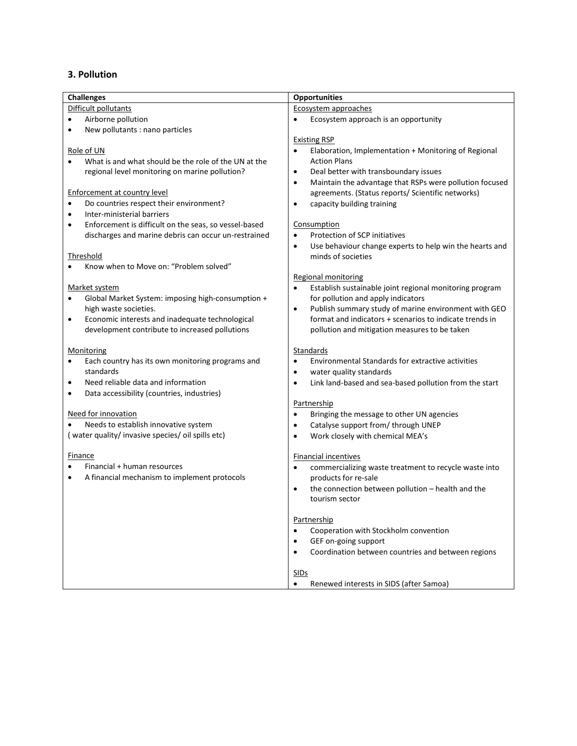## 3. Pollution

| Challenges | Opportunities |
|---|---|
| <u>Difficult pollutants</u><br>• Airborne pollution<br>• New pollutants : nano particles<br><br><u>Role of UN</u><br>• What is and what should be the role of the UN at the regional level monitoring on marine pollution?<br><br><u>Enforcement at country level</u><br>• Do countries respect their environment?<br>• Inter-ministerial barriers<br>• Enforcement is difficult on the seas, so vessel-based discharges and marine debris can occur un-restrained<br><br><u>Threshold</u><br>• Know when to Move on: "Problem solved"<br><br><u>Market system</u><br>• Global Market System: imposing high-consumption + high waste societies.<br>• Economic interests and inadequate technological development contribute to increased pollutions<br><br><u>Monitoring</u><br>• Each country has its own monitoring programs and standards<br>• Need reliable data and information<br>• Data accessibility (countries, industries)<br><br><u>Need for innovation</u><br>• Needs to establish innovative system<br>( water quality/ invasive species/ oil spills etc)<br><br><u>Finance</u><br>• Financial + human resources<br>• A financial mechanism to implement protocols | <u>Ecosystem approaches</u><br>• Ecosystem approach is an opportunity<br><br><u>Existing RSP</u><br>• Elaboration, Implementation + Monitoring of Regional Action Plans<br>• Deal better with transboundary issues<br>• Maintain the advantage that RSPs were pollution focused agreements. (Status reports/ Scientific networks)<br>• capacity building training<br><br><u>Consumption</u><br>• Protection of SCP initiatives<br>• Use behaviour change experts to help win the hearts and minds of societies<br><br><u>Regional monitoring</u><br>• Establish sustainable joint regional monitoring program for pollution and apply indicators<br>• Publish summary study of marine environment with GEO format and indicators + scenarios to indicate trends in pollution and mitigation measures to be taken<br><br><u>Standards</u><br>• Environmental Standards for extractive activities<br>• water quality standards<br>• Link land-based and sea-based pollution from the start<br><br><u>Partnership</u><br>• Bringing the message to other UN agencies<br>• Catalyse support from/ through UNEP<br>• Work closely with chemical MEA's<br><br><u>Financial incentives</u><br>• commercializing waste treatment to recycle waste into products for re-sale<br>• the connection between pollution – health and the tourism sector<br><br><u>Partnership</u><br>• Cooperation with Stockholm convention<br>• GEF on-going support<br>• Coordination between countries and between regions<br><br><u>SIDs</u><br>• Renewed interests in SIDS (after Samoa) |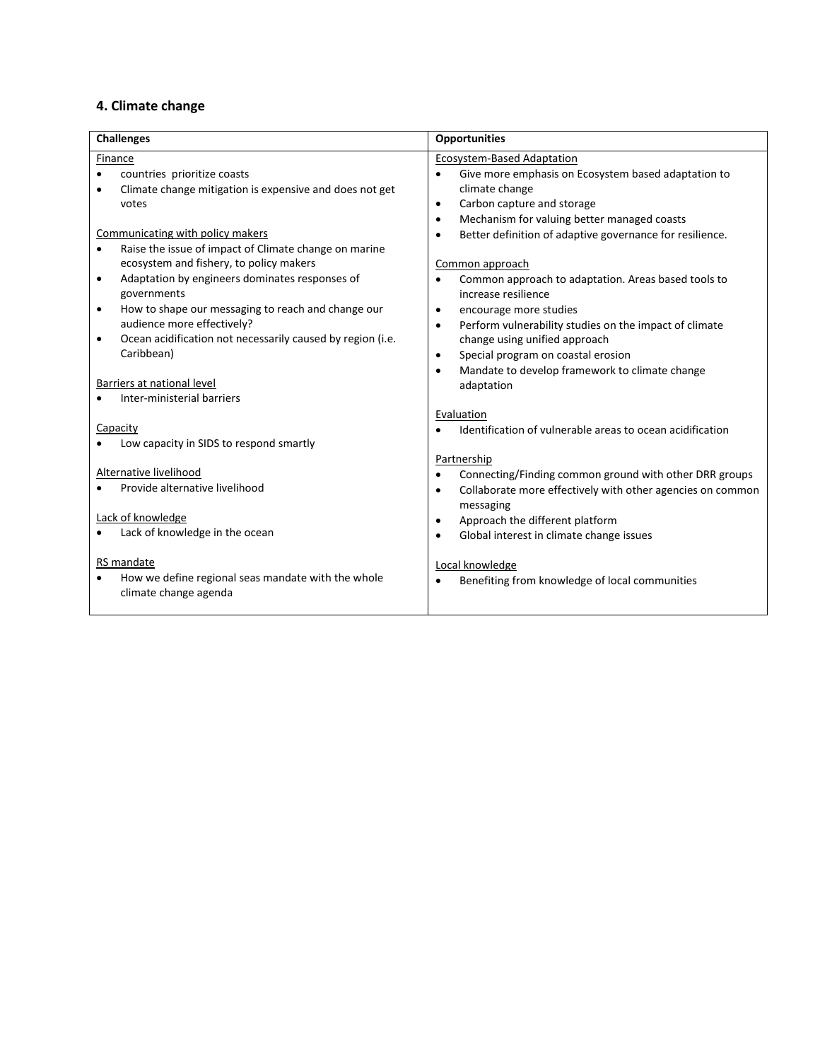## 4. Climate change

| Challenges | Opportunities |
|---|---|
| <u>Finance</u><br>• countries prioritize coasts<br>• Climate change mitigation is expensive and does not get votes<br><br><u>Communicating with policy makers</u><br>• Raise the issue of impact of Climate change on marine ecosystem and fishery, to policy makers<br>• Adaptation by engineers dominates responses of governments<br>• How to shape our messaging to reach and change our audience more effectively?<br>• Ocean acidification not necessarily caused by region (i.e. Caribbean)<br><br><u>Barriers at national level</u><br>• Inter-ministerial barriers<br><br><u>Capacity</u><br>• Low capacity in SIDS to respond smartly<br><br><u>Alternative livelihood</u><br>• Provide alternative livelihood<br><br><u>Lack of knowledge</u><br>• Lack of knowledge in the ocean<br><br><u>RS mandate</u><br>• How we define regional seas mandate with the whole climate change agenda | <u>Ecosystem-Based Adaptation</u><br>• Give more emphasis on Ecosystem based adaptation to climate change<br>• Carbon capture and storage<br>• Mechanism for valuing better managed coasts<br>• Better definition of adaptive governance for resilience.<br><br><u>Common approach</u><br>• Common approach to adaptation. Areas based tools to increase resilience<br>• encourage more studies<br>• Perform vulnerability studies on the impact of climate change using unified approach<br>• Special program on coastal erosion<br>• Mandate to develop framework to climate change adaptation<br><br><u>Evaluation</u><br>• Identification of vulnerable areas to ocean acidification<br><br><u>Partnership</u><br>• Connecting/Finding common ground with other DRR groups<br>• Collaborate more effectively with other agencies on common messaging<br>• Approach the different platform<br>• Global interest in climate change issues<br><br><u>Local knowledge</u><br>• Benefiting from knowledge of local communities |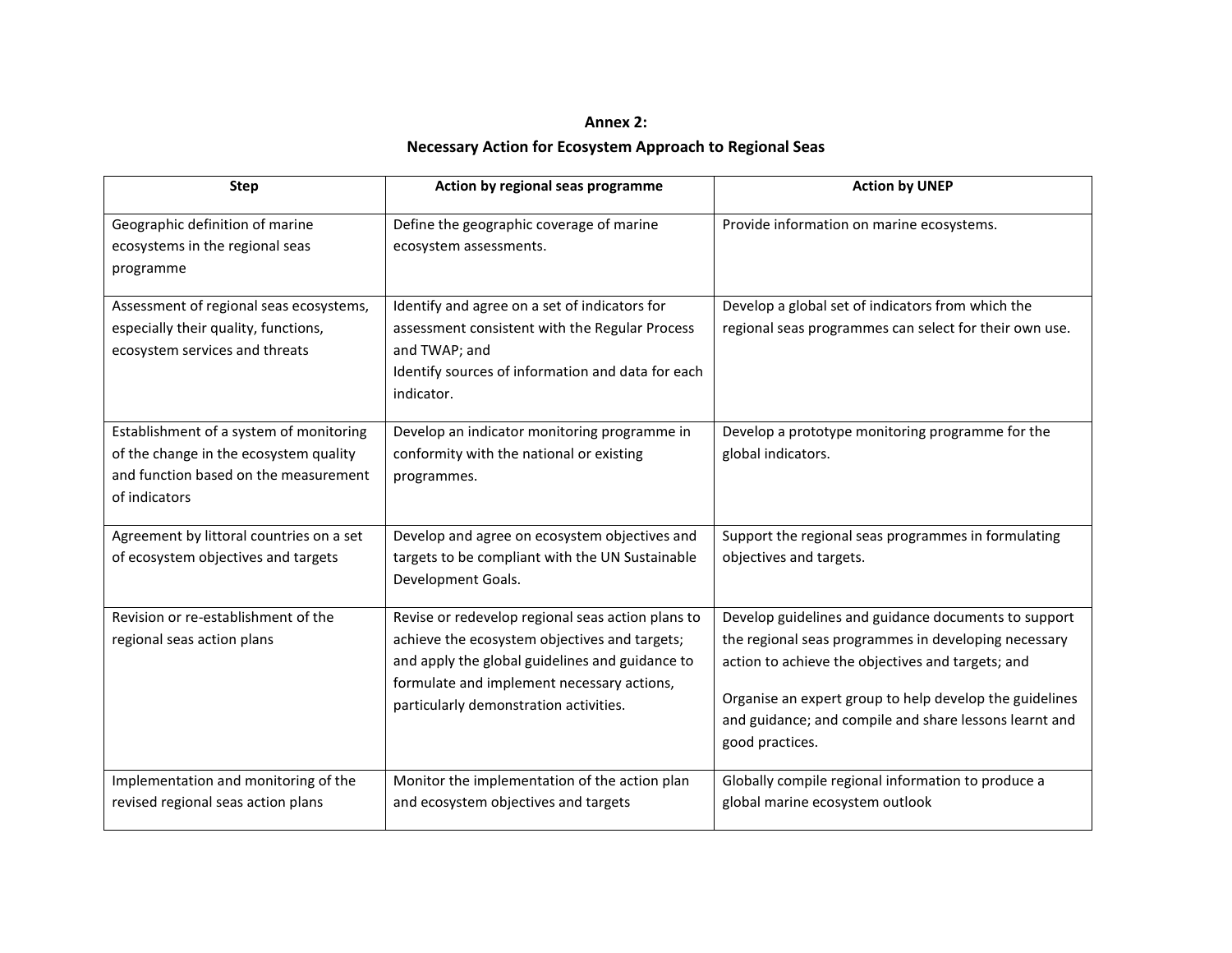## Annex 2:
## Necessary Action for Ecosystem Approach to Regional Seas

| Step | Action by regional seas programme | Action by UNEP |
|---|---|---|
| Geographic definition of marine ecosystems in the regional seas programme | Define the geographic coverage of marine ecosystem assessments. | Provide information on marine ecosystems. |
| Assessment of regional seas ecosystems, especially their quality, functions, ecosystem services and threats | Identify and agree on a set of indicators for assessment consistent with the Regular Process and TWAP; and<br>Identify sources of information and data for each indicator. | Develop a global set of indicators from which the regional seas programmes can select for their own use. |
| Establishment of a system of monitoring of the change in the ecosystem quality and function based on the measurement of indicators | Develop an indicator monitoring programme in conformity with the national or existing programmes. | Develop a prototype monitoring programme for the global indicators. |
| Agreement by littoral countries on a set of ecosystem objectives and targets | Develop and agree on ecosystem objectives and targets to be compliant with the UN Sustainable Development Goals. | Support the regional seas programmes in formulating objectives and targets. |
| Revision or re-establishment of the regional seas action plans | Revise or redevelop regional seas action plans to achieve the ecosystem objectives and targets; and apply the global guidelines and guidance to formulate and implement necessary actions, particularly demonstration activities. | Develop guidelines and guidance documents to support the regional seas programmes in developing necessary action to achieve the objectives and targets; and<br>Organise an expert group to help develop the guidelines and guidance; and compile and share lessons learnt and good practices. |
| Implementation and monitoring of the revised regional seas action plans | Monitor the implementation of the action plan and ecosystem objectives and targets | Globally compile regional information to produce a global marine ecosystem outlook |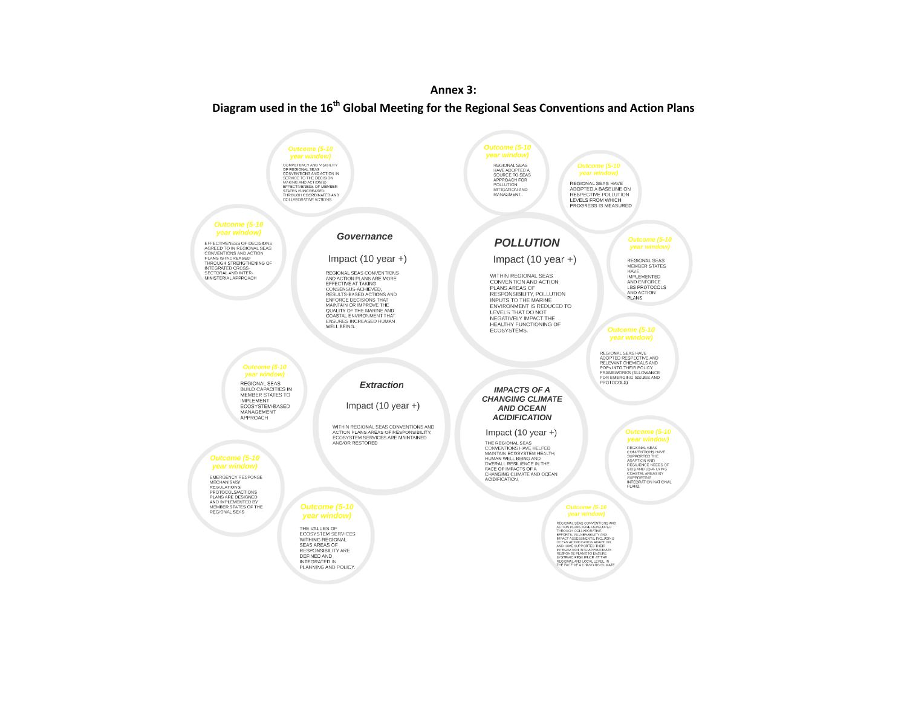**Annex 3:**

**Diagram used in the 16th Global Meeting for the Regional Seas Conventions and Action Plans**

*Outcome (5-10 year window)*

COMPETENCY AND VISIBILITY OF REGIONAL SEAS CONVENTIONS AND ACTION IN SERVICE TO THE DECISION MAKING AND ACTION(S) EFFECTIVENESS OF MEMBER STATES IS INCREASED THROUGH COORDINATED AND COLLABORATIVE ACTIONS

*Outcome (5-10 year window)*

EFFECTIVENESS OF DECISIONS AGREED TO IN REGIONAL SEAS CONVENTIONS AND ACTION PLANS IS INCREASED THROUGH STRENGTHENING OF INTEGRATED CROSS-SECTORAL AND INTER-MINISTERIAL APPROACH

***Governance***

Impact (10 year +)

REGIONAL SEAS CONVENTIONS AND ACTION PLANS ARE MORE EFFECTIVE AT TAKING CONSENSUS-ACHIEVED, RESULTS-BASED ACTIONS AND ENFORCE DECISIONS THAT MAINTAIN OR IMPROVE THE QUALITY OF THE MARINE AND COASTAL ENVIRONMENT THAT ENSURES INCREASED HUMAN WELL BEING.

*Outcome (5-10 year window)*

REGIONAL SEAS HAVE ADOPTED A SOURCE TO SEAS APPROACH FOR POLLUTION MITIGATION AND MANAGMENT.

*Outcome (5-10 year window)*

REGIONAL SEAS HAVE ADOPTED A BASELINE ON RESPECTIVE POLLUTION LEVELS FROM WHICH PROGRESS IS MEASURED

***POLLUTION***

Impact (10 year +)

WITHIN REGIONAL SEAS CONVENTION AND ACTION PLANS AREAS OF RESPONSIBILITY, POLLUTION INPUTS TO THE MARINE ENVIRONMENT IS REDUCED TO LEVELS THAT DO NOT NEGATIVELY IMPACT THE HEALTHY FUNCTIONING OF ECOSYSTEMS.

*Outcome (5-10 year window)*

REGIONAL SEAS MEMBER STATES HAVE IMPLEMENTED AND ENFORCE LBS PROTOCOLS AND ACTION PLANS

*Outcome (5-10 year window)*

REGIONAL SEAS HAVE ADOPTED RESPECTIVE AND RELEVANT CHEMICALS AND POPs INTO THEIR POLICY FRAMEWORKS (ALLOWANCE FOR EMERGING ISSUES AND PROTOCOLS)

*Outcome (5-10 year window)*

REGIONAL SEAS BUILD CAPACITIES IN MEMBER STATES TO IMPLEMENT ECOSYSTEM-BASED MANAGEMENT APPROACH

***Extraction***

Impact (10 year +)

WITHIN REGIONAL SEAS CONVENTIONS AND ACTION PLANS AREAS OF RESPONSIBILITY, ECOSYSTEM SERVICES ARE MAINTAINED AND/OR RESTORED

*Outcome (5-10 year window)*

EMERGENCY RESPONSE MECHANISMS/ REGULATIONS/ PROTOCOLS/ACTIONS PLANS ARE DESIGNED AND IMPLEMENTED BY MEMBER STATES OF THE REGIONAL SEAS

*Outcome (5-10 year window)*

THE VALUES OF ECOSYSTEM SERVICES WITHING REGIONAL SEAS AREAS OF RESPONSIBILITY ARE DEFINED AND INTEGRATED IN PLANNING AND POLICY.

***IMPACTS OF A CHANGING CLIMATE AND OCEAN ACIDIFICATION***

Impact (10 year +)

THE REGIONAL SEAS CONVENTIONS HAVE HELPED MAINTAIN ECOSYSTEM HEALTH, HUMAN WELL BEING AND OVERALL RESILIENCE IN THE FACE OF IMPACTS OF A CHANGING CLIMATE AND OCEAN ACIDIFICATION.

*Outcome (5-10 year window)*

REGIONAL SEAS CONVENTIONS HAVE SUPPORTED THE ADAPTION AND RESILIENCE NEEDS OF SIDS AND LOW-LYING COASTAL AREAS BY SUPPORTING INTEGRATION NATIONAL PLANS.

*Outcome (5-10 year window)*

REGIONAL SEAS CONVENTIONS AND ACTION PLANS HAVE DEVELOPED THROUGH COLLABORATIVE EFFORTS, VULNERABILITY AND IMPACT ASSESSMENTS, INCLUDING OCEAN ACIDIFICATION ADAPTION, AND HAVE SUPPORTED THEIR INTEGRATION INTO APPROPRIATE RESPONSE PLANS TO ENSURE SYSTEMIC RESILIENCE AT THE REGIONAL AND LOCAL LEVEL IN THE FACE OF A CHANGING CLIMATE.